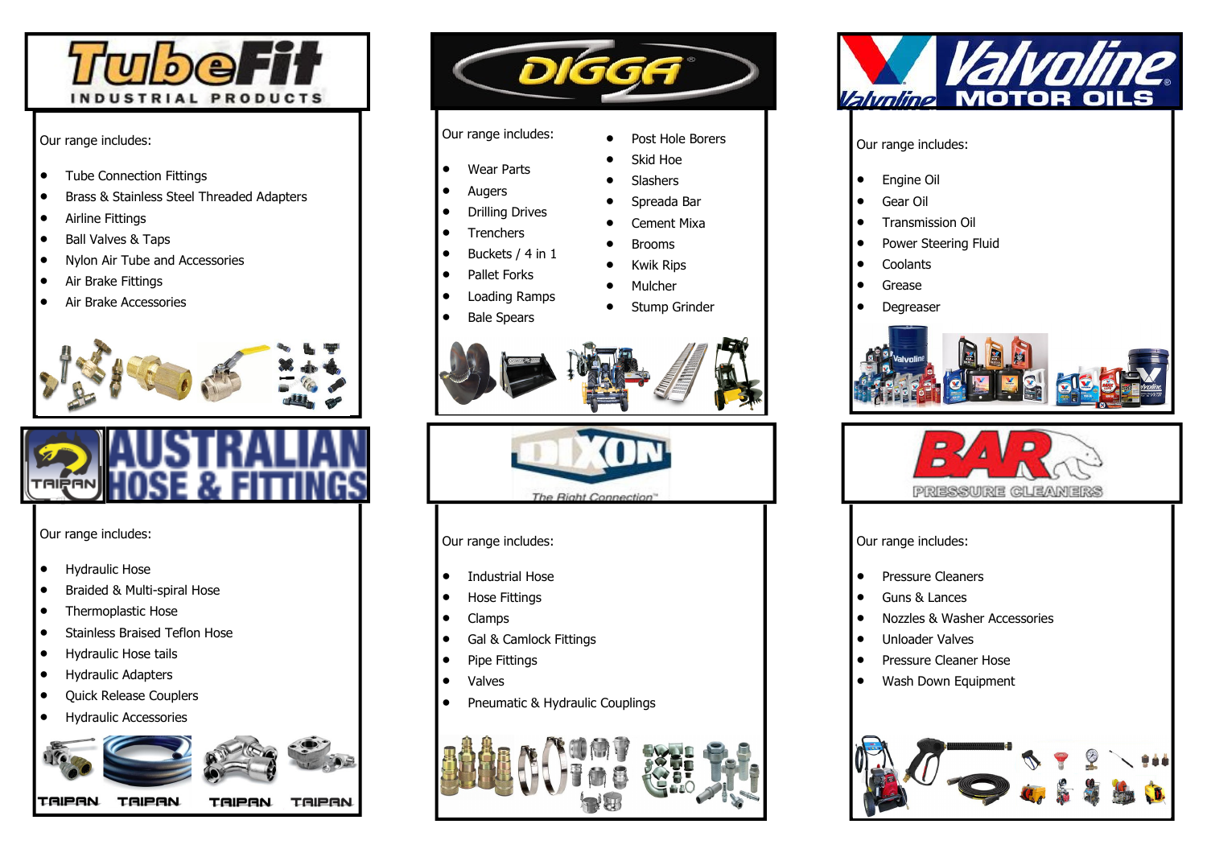## TubeFit Industrial Products

Our range includes:

- Tube Connection Fittings
- Brass & Stainless Steel Threaded Adapters
- Airline Fittings
- Ball Valves & Taps
- Nylon Air Tube and Accessories
- Air Brake Fittings
- Air Brake Accessories

## DIGGA

Our range includes:

- Wear Parts
- Augers
- Drilling Drives
- Trenchers
- Buckets / 4 in 1
- Pallet Forks
- Loading Ramps
- Bale Spears
- Post Hole Borers
- Skid Hoe
- Slashers
- Spreada Bar
- Cement Mixa
- Brooms
- Kwik Rips
- Mulcher
- Stump Grinder

## Valvoline Motor Oils

Our range includes:

- Engine Oil
- Gear Oil
- Transmission Oil
- Power Steering Fluid
- Coolants
- Grease
- Degreaser

## Taipan Australian Hose & Fittings

Our range includes:

- Hydraulic Hose
- Braided & Multi-spiral Hose
- Thermoplastic Hose
- Stainless Braised Teflon Hose
- Hydraulic Hose tails
- Hydraulic Adapters
- Quick Release Couplers
- Hydraulic Accessories

## DIXON

*The Right Connection™*

Our range includes:

- Industrial Hose
- Hose Fittings
- Clamps
- Gal & Camlock Fittings
- Pipe Fittings
- Valves
- Pneumatic & Hydraulic Couplings

## BAR Pressure Cleaners

Our range includes:

- Pressure Cleaners
- Guns & Lances
- Nozzles & Washer Accessories
- Unloader Valves
- Pressure Cleaner Hose
- Wash Down Equipment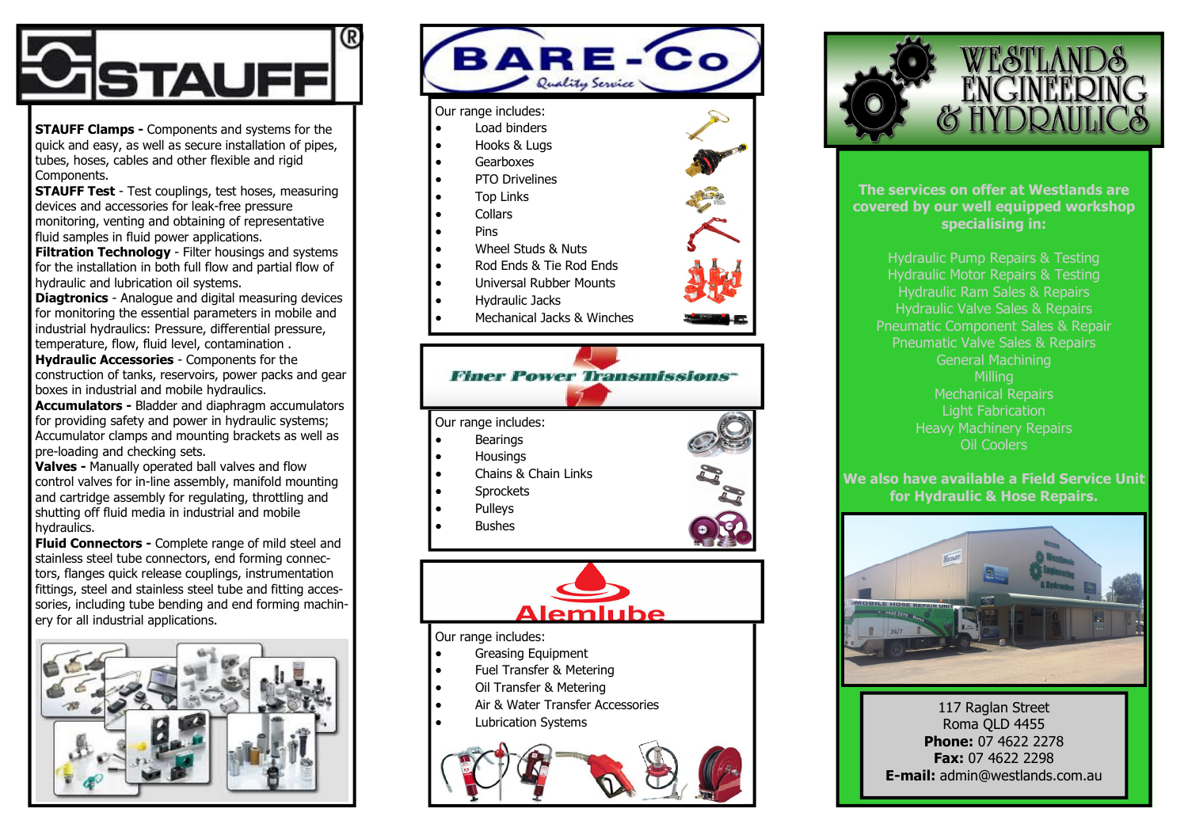# STAUFF

**STAUFF Clamps -** Components and systems for the quick and easy, as well as secure installation of pipes, tubes, hoses, cables and other flexible and rigid Components.

**STAUFF Test** - Test couplings, test hoses, measuring devices and accessories for leak-free pressure monitoring, venting and obtaining of representative fluid samples in fluid power applications.

**Filtration Technology** - Filter housings and systems for the installation in both full flow and partial flow of hydraulic and lubrication oil systems.

**Diagtronics** - Analogue and digital measuring devices for monitoring the essential parameters in mobile and industrial hydraulics: Pressure, differential pressure, temperature, flow, fluid level, contamination .

**Hydraulic Accessories** - Components for the construction of tanks, reservoirs, power packs and gear boxes in industrial and mobile hydraulics.

**Accumulators -** Bladder and diaphragm accumulators for providing safety and power in hydraulic systems; Accumulator clamps and mounting brackets as well as pre-loading and checking sets.

**Valves -** Manually operated ball valves and flow control valves for in-line assembly, manifold mounting and cartridge assembly for regulating, throttling and shutting off fluid media in industrial and mobile hydraulics.

**Fluid Connectors -** Complete range of mild steel and stainless steel tube connectors, end forming connectors, flanges quick release couplings, instrumentation fittings, steel and stainless steel tube and fitting accessories, including tube bending and end forming machinery for all industrial applications.

# BARE-Co

*Quality Service*

Our range includes:

- Load binders
- Hooks & Lugs
- Gearboxes
- PTO Drivelines
- Top Links
- Collars
- Pins
- Wheel Studs & Nuts
- Rod Ends & Tie Rod Ends
- Universal Rubber Mounts
- Hydraulic Jacks
- Mechanical Jacks & Winches

# Finer Power Transmissions

Our range includes:

- Bearings
- Housings
- Chains & Chain Links
- Sprockets
- Pulleys
- Bushes

# Alemlube

Our range includes:

- Greasing Equipment
- Fuel Transfer & Metering
- Oil Transfer & Metering
- Air & Water Transfer Accessories
- Lubrication Systems

# WESTLANDS ENGINEERING & HYDRAULICS

**The services on offer at Westlands are covered by our well equipped workshop specialising in:**

Hydraulic Pump Repairs & Testing
Hydraulic Motor Repairs & Testing
Hydraulic Ram Sales & Repairs
Hydraulic Valve Sales & Repairs
Pneumatic Component Sales & Repair
Pneumatic Valve Sales & Repairs
General Machining
Milling
Mechanical Repairs
Light Fabrication
Heavy Machinery Repairs
Oil Coolers

**We also have available a Field Service Unit for Hydraulic & Hose Repairs.**

117 Raglan Street
Roma QLD 4455
**Phone:** 07 4622 2278
**Fax:** 07 4622 2298
**E-mail:** admin@westlands.com.au